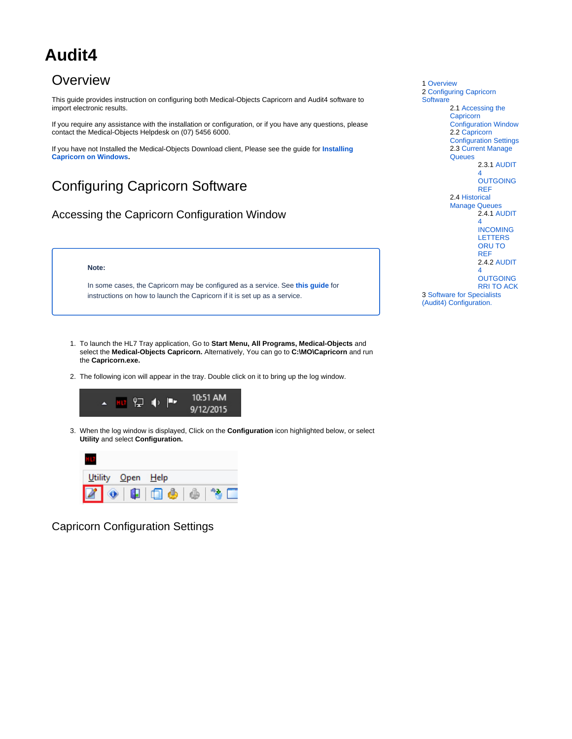# Audit4

## Overview

This guide provides instruction on configuring both Medical-Objects Capricorn and Audit4 software to import electronic results.

If you require any assistance with the installation or configuration, or if you have any questions, please contact the Medical-Objects Helpdesk on (07) 5456 6000.

If you have not Installed the Medical-Objects Download client, Please see the guide for **Installing Capricorn on Windows**.

- 1 Overview
- 2 Configuring Capricorn Software
  - 2.1 Accessing the Capricorn Configuration Window
  - 2.2 Capricorn Configuration Settings
  - 2.3 Current Manage Queues
    - 2.3.1 AUDIT 4 OUTGOING REF
  - 2.4 Historical Manage Queues
    - 2.4.1 AUDIT 4 INCOMING LETTERS ORU TO REF
    - 2.4.2 AUDIT 4 OUTGOING RRI TO ACK
- 3 Software for Specialists (Audit4) Configuration.

## Configuring Capricorn Software

### Accessing the Capricorn Configuration Window

> **Note:**
>
> In some cases, the Capricorn may be configured as a service. See **this guide** for instructions on how to launch the Capricorn if it is set up as a service.

1. To launch the HL7 Tray application, Go to **Start Menu, All Programs, Medical-Objects** and select the **Medical-Objects Capricorn.** Alternatively, You can go to **C:\MO\Capricorn** and run the **Capricorn.exe.**
2. The following icon will appear in the tray. Double click on it to bring up the log window.
3. When the log window is displayed, Click on the **Configuration** icon highlighted below, or select **Utility** and select **Configuration.**

### Capricorn Configuration Settings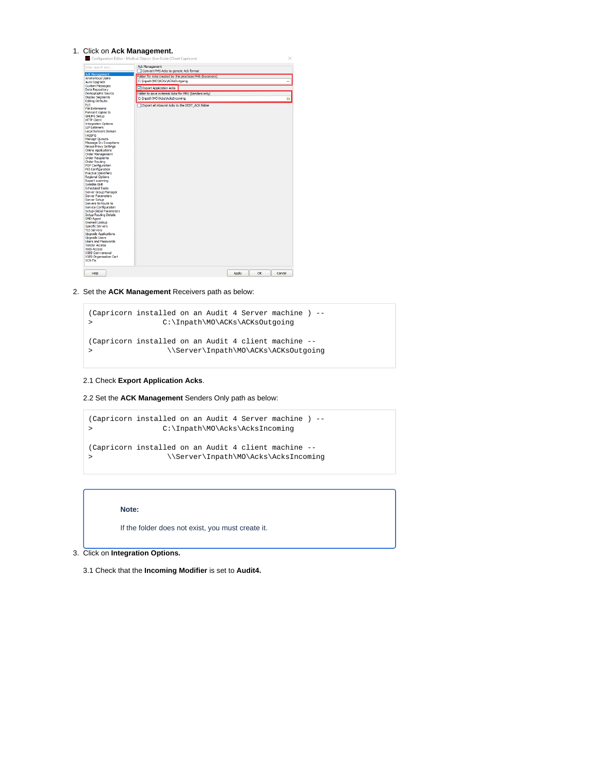1. Click on **Ack Management.**

2. Set the **ACK Management** Receivers path as below:

```
(Capricorn installed on an Audit 4 Server machine ) --
>                 C:\Inpath\MO\ACKs\ACKsOutgoing

(Capricorn installed on an Audit 4 client machine --
>                  \\Server\Inpath\MO\ACKs\ACKsOutgoing
```

2.1 Check **Export Application Acks**.

2.2 Set the **ACK Management** Senders Only path as below:

```
(Capricorn installed on an Audit 4 Server machine ) --
>                 C:\Inpath\MO\Acks\AcksIncoming

(Capricorn installed on an Audit 4 client machine --
>                  \\Server\Inpath\MO\Acks\AcksIncoming
```

> **Note:**
>
> If the folder does not exist, you must create it.

3. Click on **Integration Options.**

3.1 Check that the **Incoming Modifier** is set to **Audit4.**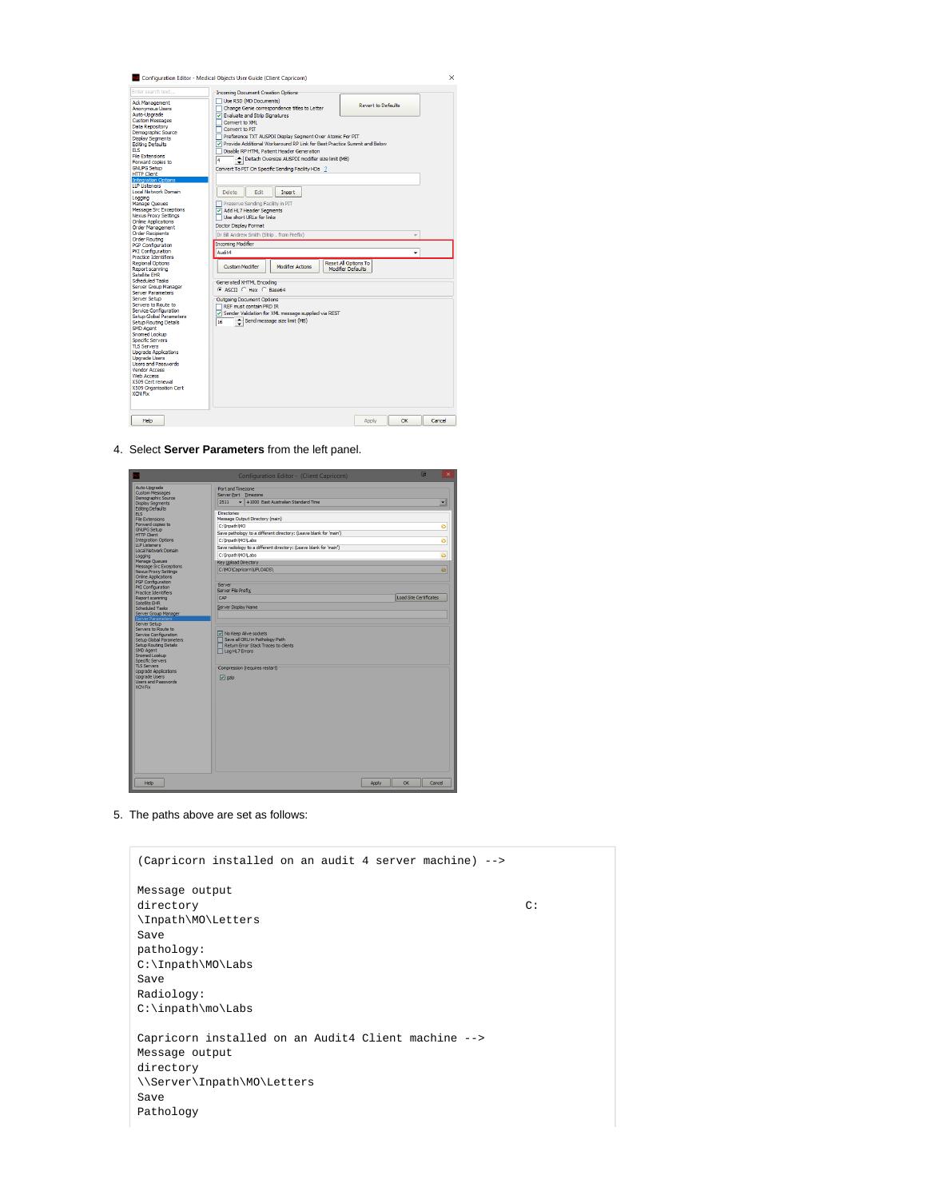4. Select **Server Parameters** from the left panel.

5. The paths above are set as follows:

```
(Capricorn installed on an audit 4 server machine) -->

Message output
directory                                              C:
\Inpath\MO\Letters
Save
pathology:
C:\Inpath\MO\Labs
Save
Radiology:
C:\inpath\mo\Labs

Capricorn installed on an Audit4 Client machine -->
Message output
directory
\\Server\Inpath\MO\Letters
Save
Pathology
```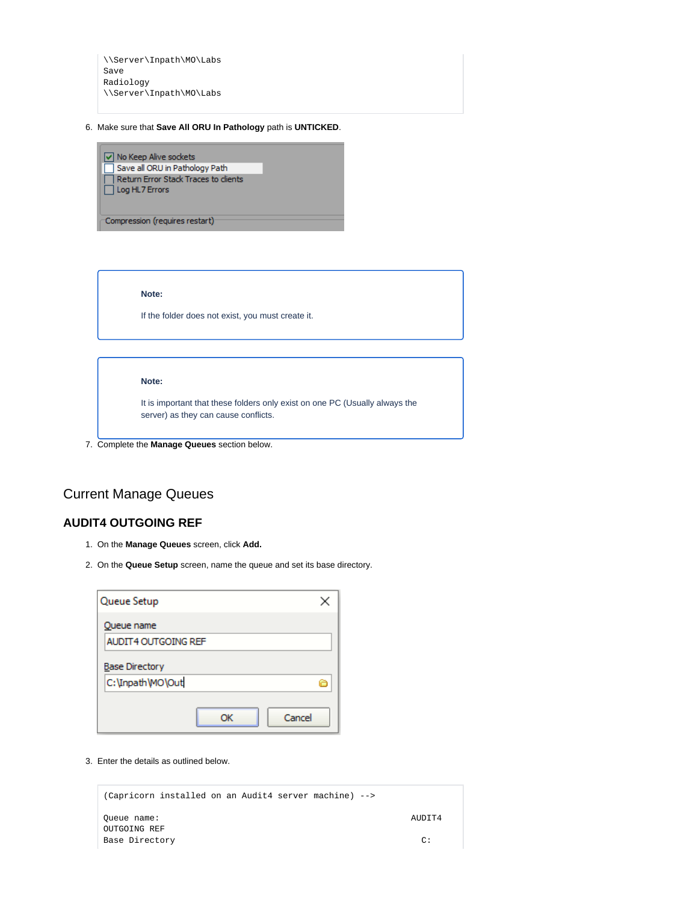```
\\Server\Inpath\MO\Labs
Save
Radiology
\\Server\Inpath\MO\Labs
```

6. Make sure that **Save All ORU In Pathology** path is **UNTICKED**.

> **Note:**
>
> If the folder does not exist, you must create it.

> **Note:**
>
> It is important that these folders only exist on one PC (Usually always the server) as they can cause conflicts.

7. Complete the **Manage Queues** section below.

## Current Manage Queues

### AUDIT4 OUTGOING REF

1. On the **Manage Queues** screen, click **Add.**
2. On the **Queue Setup** screen, name the queue and set its base directory.

3. Enter the details as outlined below.

```
(Capricorn installed on an Audit4 server machine) -->

Queue name:                                                    AUDIT4
OUTGOING REF
Base Directory                                                   C:
```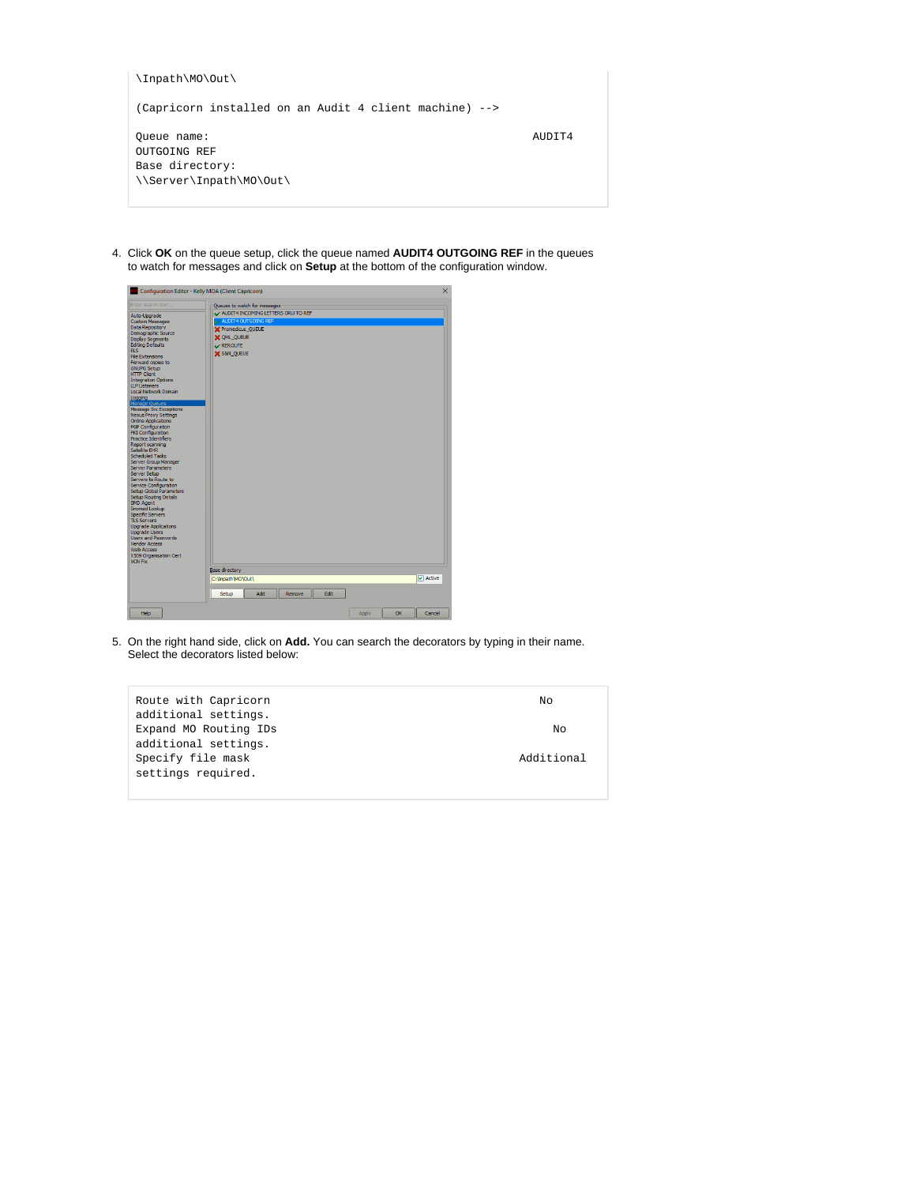```
\Inpath\MO\Out\

(Capricorn installed on an Audit 4 client machine) -->

Queue name:                                                    AUDIT4
OUTGOING REF
Base directory:
\\Server\Inpath\MO\Out\
```

4. Click **OK** on the queue setup, click the queue named **AUDIT4 OUTGOING REF** in the queues to watch for messages and click on **Setup** at the bottom of the configuration window.

5. On the right hand side, click on **Add.** You can search the decorators by typing in their name. Select the decorators listed below:

```
Route with Capricorn                                          No
additional settings.
Expand MO Routing IDs                                          No
additional settings.
Specify file mask                                      Additional
settings required.
```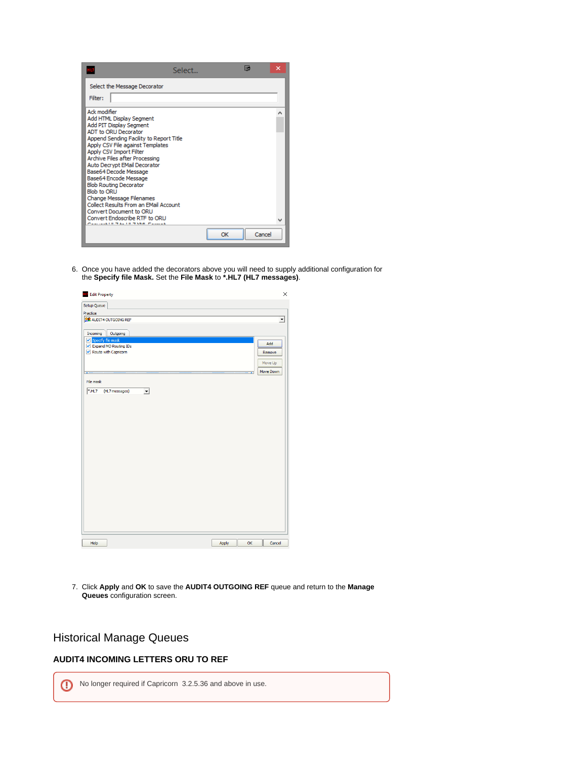6. Once you have added the decorators above you will need to supply additional configuration for the **Specify file Mask.** Set the **File Mask** to ***.HL7 (HL7 messages)**.

7. Click **Apply** and **OK** to save the **AUDIT4 OUTGOING REF** queue and return to the **Manage Queues** configuration screen.

## Historical Manage Queues

### AUDIT4 INCOMING LETTERS ORU TO REF

No longer required if Capricorn 3.2.5.36 and above in use.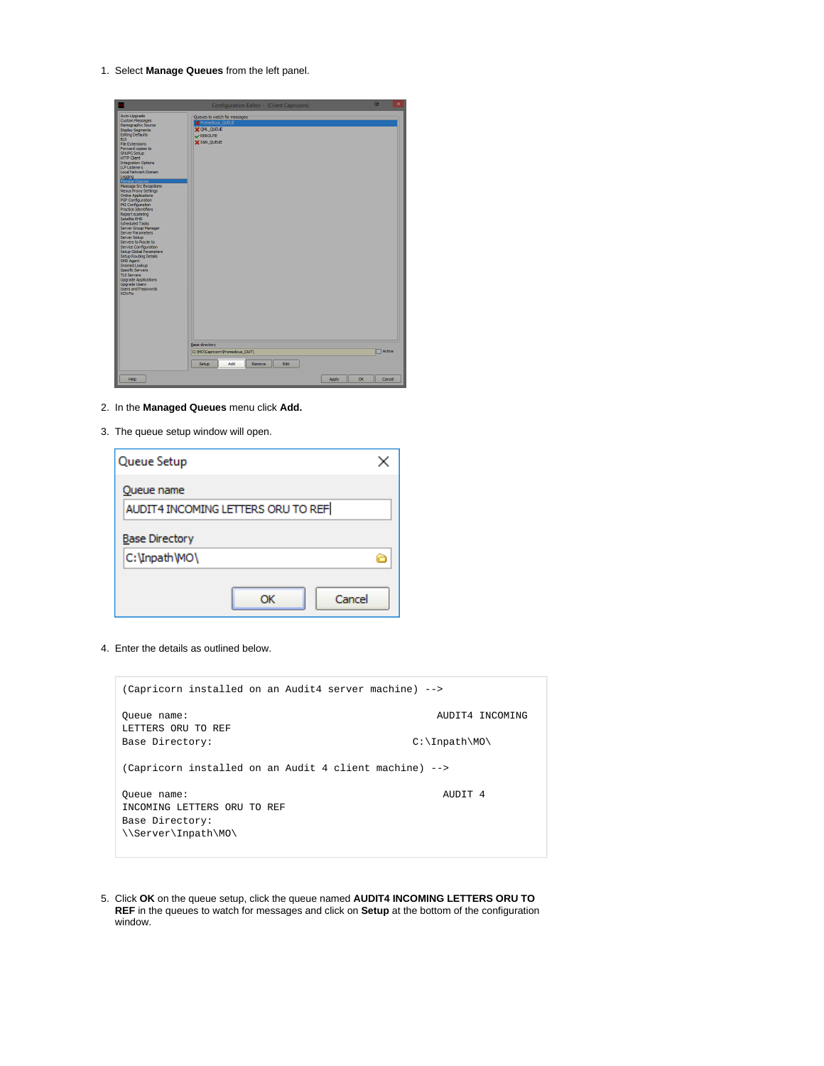1. Select **Manage Queues** from the left panel.

2. In the **Managed Queues** menu click **Add.**

3. The queue setup window will open.

4. Enter the details as outlined below.

```
(Capricorn installed on an Audit4 server machine) -->

Queue name:                                             AUDIT4 INCOMING
LETTERS ORU TO REF
Base Directory:                                    C:\Inpath\MO\

(Capricorn installed on an Audit 4 client machine) -->

Queue name:                                              AUDIT 4
INCOMING LETTERS ORU TO REF
Base Directory:
\\Server\Inpath\MO\
```

5. Click **OK** on the queue setup, click the queue named **AUDIT4 INCOMING LETTERS ORU TO REF** in the queues to watch for messages and click on **Setup** at the bottom of the configuration window.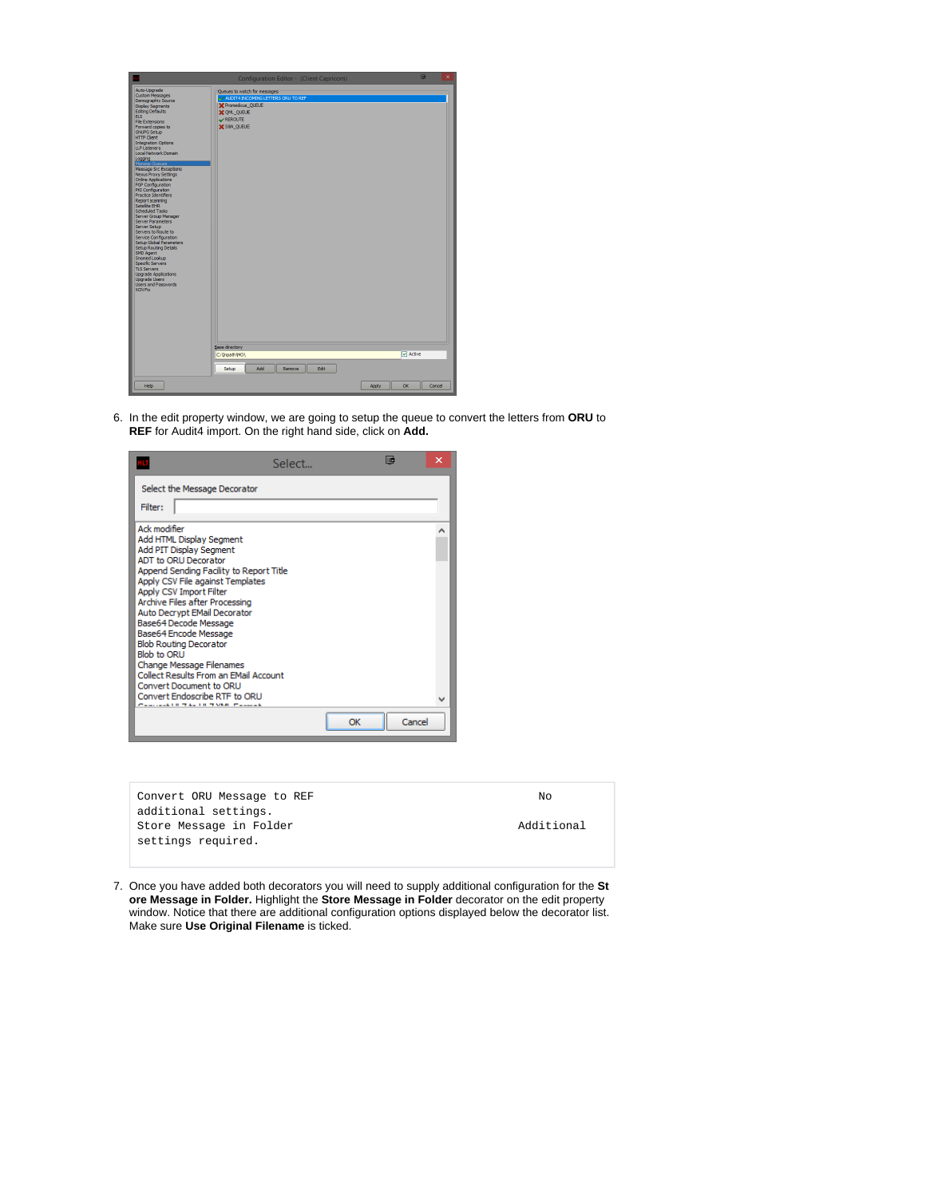6. In the edit property window, we are going to setup the queue to convert the letters from **ORU** to **REF** for Audit4 import. On the right hand side, click on **Add.**

```
Convert ORU Message to REF                                No
additional settings.
Store Message in Folder                                Additional
settings required.
```

7. Once you have added both decorators you will need to supply additional configuration for the **St ore Message in Folder.** Highlight the **Store Message in Folder** decorator on the edit property window. Notice that there are additional configuration options displayed below the decorator list. Make sure **Use Original Filename** is ticked.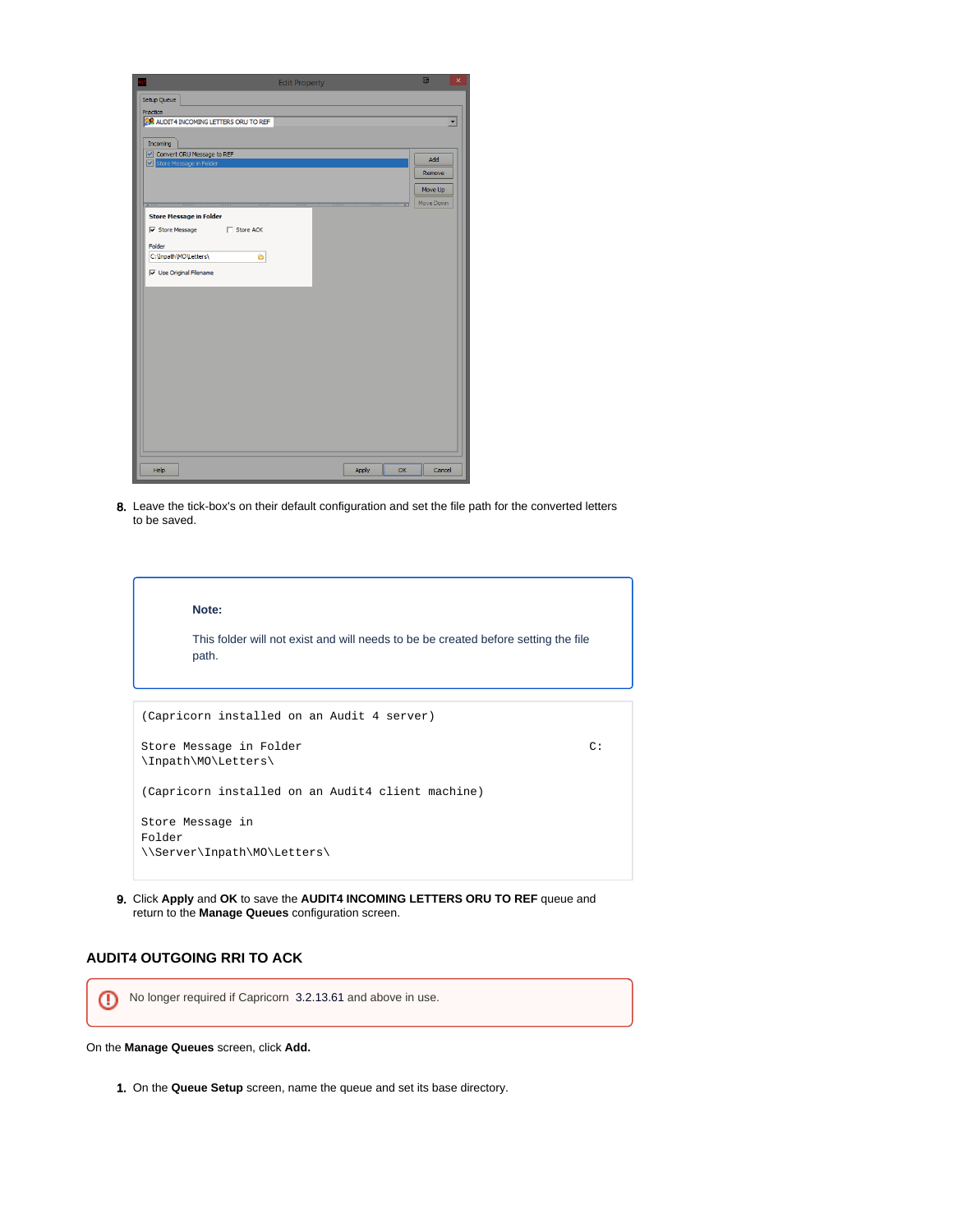8. Leave the tick-box's on their default configuration and set the file path for the converted letters to be saved.

> **Note:**
>
> This folder will not exist and will needs to be be created before setting the file path.

```
(Capricorn installed on an Audit 4 server)

Store Message in Folder                                          C:
\Inpath\MO\Letters\

(Capricorn installed on an Audit4 client machine)

Store Message in
Folder
\\Server\Inpath\MO\Letters\
```

9. Click **Apply** and **OK** to save the **AUDIT4 INCOMING LETTERS ORU TO REF** queue and return to the **Manage Queues** configuration screen.

## AUDIT4 OUTGOING RRI TO ACK

> No longer required if Capricorn 3.2.13.61 and above in use.

On the **Manage Queues** screen, click **Add.**

1. On the **Queue Setup** screen, name the queue and set its base directory.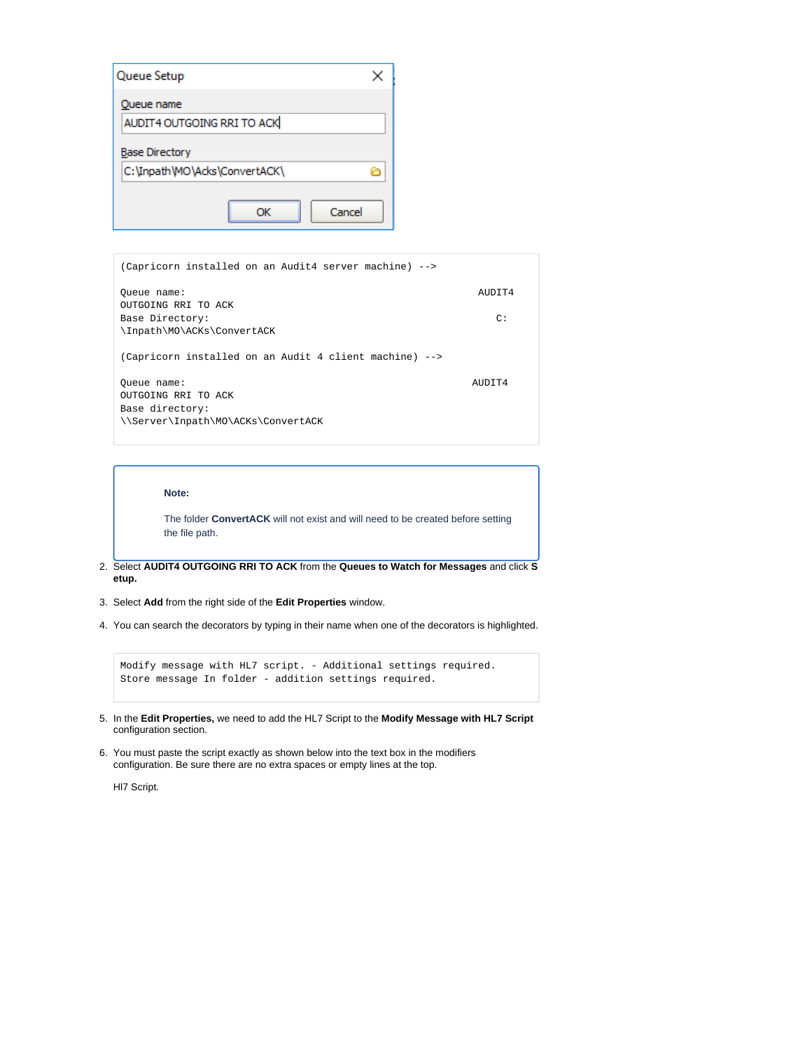**Queue Setup**

Queue name
AUDIT4 OUTGOING RRI TO ACK

Base Directory
C:\Inpath\MO\Acks\ConvertACK\

OK | Cancel

```
(Capricorn installed on an Audit4 server machine) -->

Queue name:                                                  AUDIT4
OUTGOING RRI TO ACK
Base Directory:                                                  C:
\Inpath\MO\ACKs\ConvertACK

(Capricorn installed on an Audit 4 client machine) -->

Queue name:                                                 AUDIT4
OUTGOING RRI TO ACK
Base directory:
\\Server\Inpath\MO\ACKs\ConvertACK
```

> **Note:**
>
> The folder **ConvertACK** will not exist and will need to be created before setting the file path.

2. Select **AUDIT4 OUTGOING RRI TO ACK** from the **Queues to Watch for Messages** and click **Setup.**
3. Select **Add** from the right side of the **Edit Properties** window.
4. You can search the decorators by typing in their name when one of the decorators is highlighted.

```
Modify message with HL7 script. - Additional settings required.
Store message In folder - addition settings required.
```

5. In the **Edit Properties,** we need to add the HL7 Script to the **Modify Message with HL7 Script** configuration section.
6. You must paste the script exactly as shown below into the text box in the modifiers configuration. Be sure there are no extra spaces or empty lines at the top.

   Hl7 Script.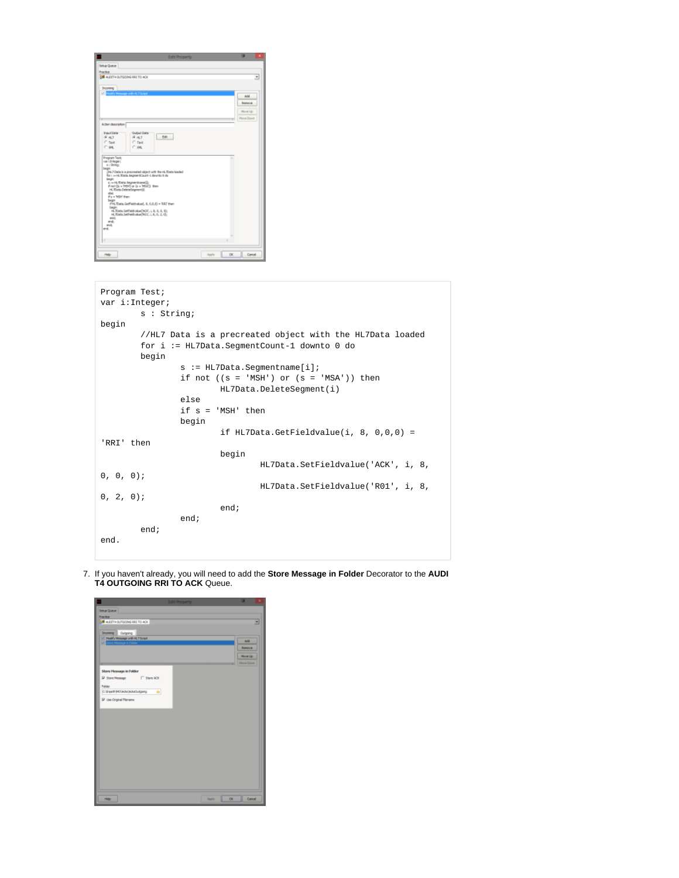```
Program Test;
var i:Integer;
        s : String;
begin
        //HL7 Data is a precreated object with the HL7Data loaded
        for i := HL7Data.SegmentCount-1 downto 0 do
        begin
                s := HL7Data.Segmentname[i];
                if not ((s = 'MSH') or (s = 'MSA')) then
                        HL7Data.DeleteSegment(i)
                else
                if s = 'MSH' then
                begin
                        if HL7Data.GetFieldvalue(i, 8, 0,0,0) =
'RRI' then
                        begin
                                HL7Data.SetFieldvalue('ACK', i, 8,
0, 0, 0);
                                HL7Data.SetFieldvalue('R01', i, 8,
0, 2, 0);
                        end;
                end;
        end;
end.
```

7. If you haven't already, you will need to add the **Store Message in Folder** Decorator to the **AUDI T4 OUTGOING RRI TO ACK** Queue.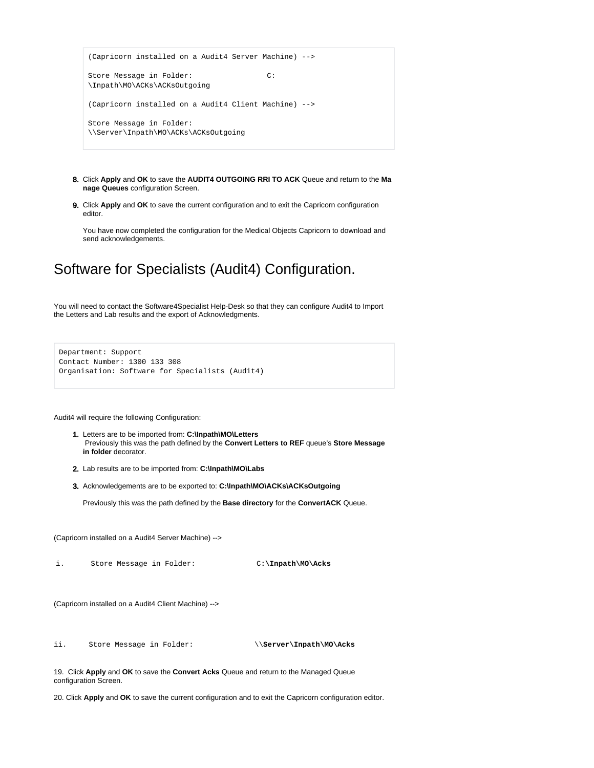```
(Capricorn installed on a Audit4 Server Machine) -->

Store Message in Folder:                C:
\Inpath\MO\ACKs\ACKsOutgoing

(Capricorn installed on a Audit4 Client Machine) -->

Store Message in Folder:
\\Server\Inpath\MO\ACKs\ACKsOutgoing
```

8. Click **Apply** and **OK** to save the **AUDIT4 OUTGOING RRI TO ACK** Queue and return to the **Manage Queues** configuration Screen.
9. Click **Apply** and **OK** to save the current configuration and to exit the Capricorn configuration editor.

   You have now completed the configuration for the Medical Objects Capricorn to download and send acknowledgements.

# Software for Specialists (Audit4) Configuration.

You will need to contact the Software4Specialist Help-Desk so that they can configure Audit4 to Import the Letters and Lab results and the export of Acknowledgments.

```
Department: Support
Contact Number: 1300 133 308
Organisation: Software for Specialists (Audit4)
```

Audit4 will require the following Configuration:

1. Letters are to be imported from: **C:\Inpath\MO\Letters**
   Previously this was the path defined by the **Convert Letters to REF** queue's **Store Message in folder** decorator.
2. Lab results are to be imported from: **C:\Inpath\MO\Labs**
3. Acknowledgements are to be exported to: **C:\Inpath\MO\ACKs\ACKsOutgoing**

   Previously this was the path defined by the **Base directory** for the **ConvertACK** Queue.

(Capricorn installed on a Audit4 Server Machine) -->

i. Store Message in Folder: C:**\Inpath\MO\Acks**

(Capricorn installed on a Audit4 Client Machine) -->

ii. Store Message in Folder: \\**Server\Inpath\MO\Acks**

19. Click **Apply** and **OK** to save the **Convert Acks** Queue and return to the Managed Queue configuration Screen.

20. Click **Apply** and **OK** to save the current configuration and to exit the Capricorn configuration editor.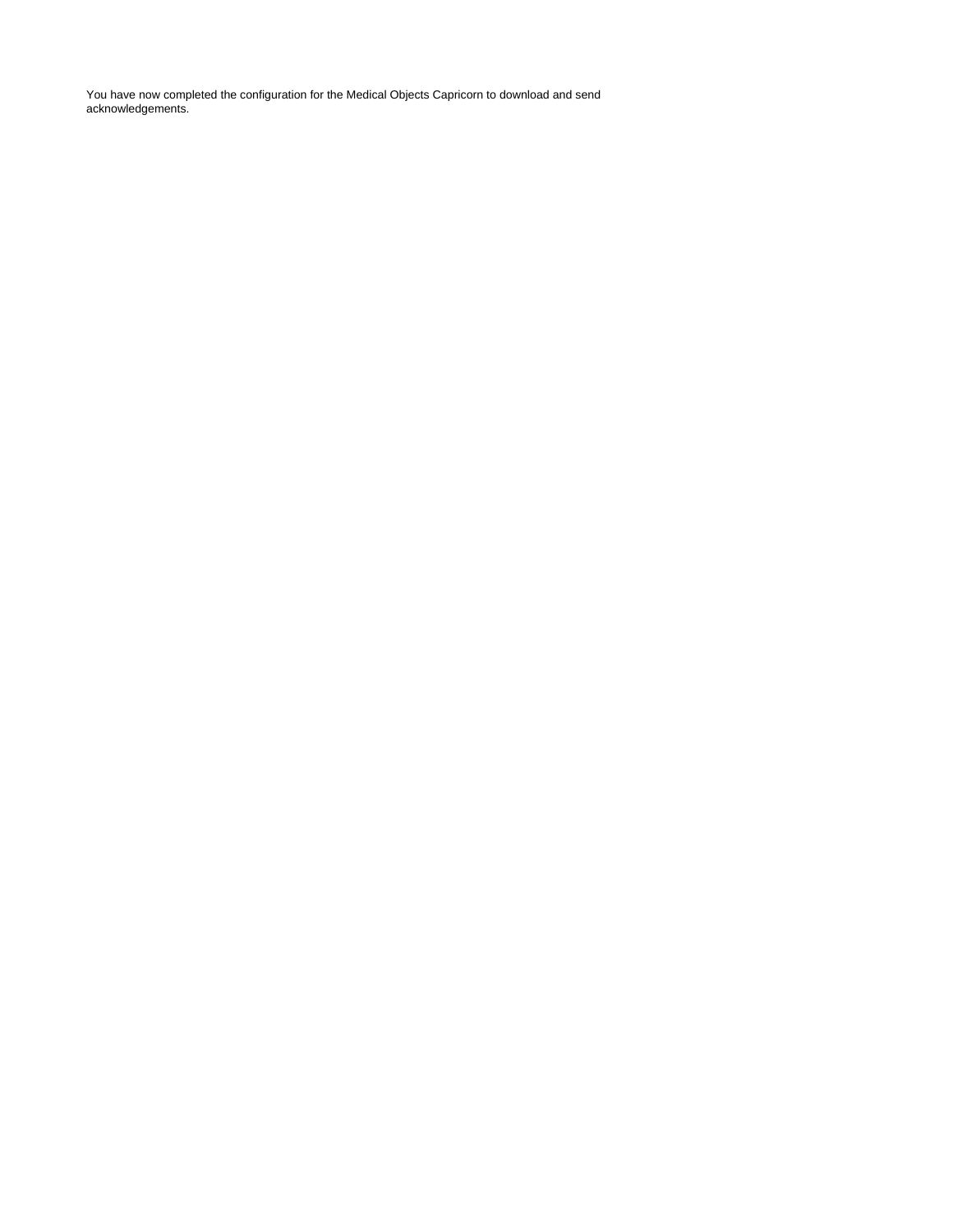You have now completed the configuration for the Medical Objects Capricorn to download and send acknowledgements.